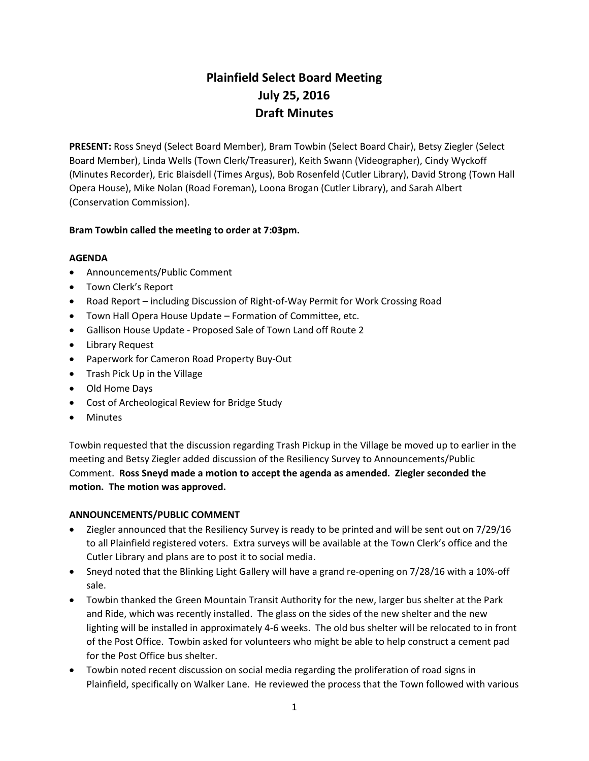# Plainfield Select Board Meeting
# July 25, 2016
# Draft Minutes

**PRESENT:** Ross Sneyd (Select Board Member), Bram Towbin (Select Board Chair), Betsy Ziegler (Select Board Member), Linda Wells (Town Clerk/Treasurer), Keith Swann (Videographer), Cindy Wyckoff (Minutes Recorder), Eric Blaisdell (Times Argus), Bob Rosenfeld (Cutler Library), David Strong (Town Hall Opera House), Mike Nolan (Road Foreman), Loona Brogan (Cutler Library), and Sarah Albert (Conservation Commission).

**Bram Towbin called the meeting to order at 7:03pm.**

**AGENDA**

- Announcements/Public Comment
- Town Clerk's Report
- Road Report – including Discussion of Right-of-Way Permit for Work Crossing Road
- Town Hall Opera House Update – Formation of Committee, etc.
- Gallison House Update - Proposed Sale of Town Land off Route 2
- Library Request
- Paperwork for Cameron Road Property Buy-Out
- Trash Pick Up in the Village
- Old Home Days
- Cost of Archeological Review for Bridge Study
- Minutes

Towbin requested that the discussion regarding Trash Pickup in the Village be moved up to earlier in the meeting and Betsy Ziegler added discussion of the Resiliency Survey to Announcements/Public Comment. **Ross Sneyd made a motion to accept the agenda as amended. Ziegler seconded the motion. The motion was approved.**

**ANNOUNCEMENTS/PUBLIC COMMENT**

- Ziegler announced that the Resiliency Survey is ready to be printed and will be sent out on 7/29/16 to all Plainfield registered voters. Extra surveys will be available at the Town Clerk's office and the Cutler Library and plans are to post it to social media.
- Sneyd noted that the Blinking Light Gallery will have a grand re-opening on 7/28/16 with a 10%-off sale.
- Towbin thanked the Green Mountain Transit Authority for the new, larger bus shelter at the Park and Ride, which was recently installed. The glass on the sides of the new shelter and the new lighting will be installed in approximately 4-6 weeks. The old bus shelter will be relocated to in front of the Post Office. Towbin asked for volunteers who might be able to help construct a cement pad for the Post Office bus shelter.
- Towbin noted recent discussion on social media regarding the proliferation of road signs in Plainfield, specifically on Walker Lane. He reviewed the process that the Town followed with various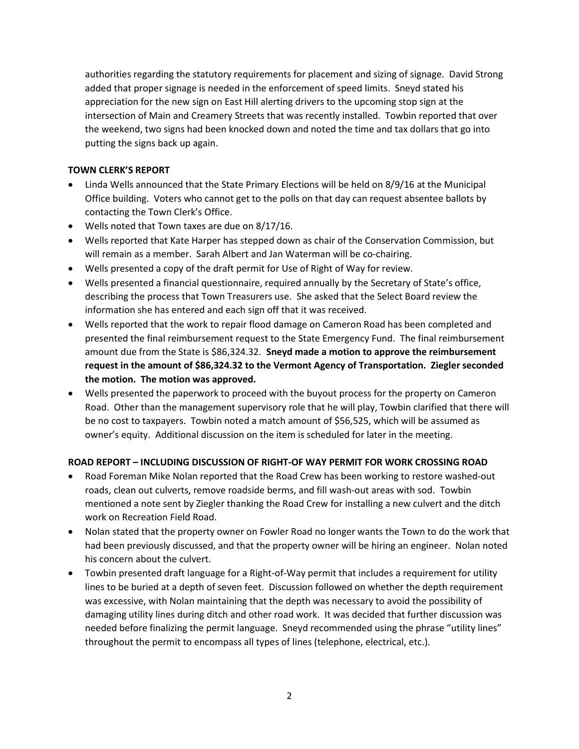authorities regarding the statutory requirements for placement and sizing of signage. David Strong added that proper signage is needed in the enforcement of speed limits. Sneyd stated his appreciation for the new sign on East Hill alerting drivers to the upcoming stop sign at the intersection of Main and Creamery Streets that was recently installed. Towbin reported that over the weekend, two signs had been knocked down and noted the time and tax dollars that go into putting the signs back up again.

**TOWN CLERK'S REPORT**

- Linda Wells announced that the State Primary Elections will be held on 8/9/16 at the Municipal Office building. Voters who cannot get to the polls on that day can request absentee ballots by contacting the Town Clerk's Office.
- Wells noted that Town taxes are due on 8/17/16.
- Wells reported that Kate Harper has stepped down as chair of the Conservation Commission, but will remain as a member. Sarah Albert and Jan Waterman will be co-chairing.
- Wells presented a copy of the draft permit for Use of Right of Way for review.
- Wells presented a financial questionnaire, required annually by the Secretary of State's office, describing the process that Town Treasurers use. She asked that the Select Board review the information she has entered and each sign off that it was received.
- Wells reported that the work to repair flood damage on Cameron Road has been completed and presented the final reimbursement request to the State Emergency Fund. The final reimbursement amount due from the State is $86,324.32. **Sneyd made a motion to approve the reimbursement request in the amount of $86,324.32 to the Vermont Agency of Transportation. Ziegler seconded the motion. The motion was approved.**
- Wells presented the paperwork to proceed with the buyout process for the property on Cameron Road. Other than the management supervisory role that he will play, Towbin clarified that there will be no cost to taxpayers. Towbin noted a match amount of $56,525, which will be assumed as owner's equity. Additional discussion on the item is scheduled for later in the meeting.

**ROAD REPORT – INCLUDING DISCUSSION OF RIGHT-OF WAY PERMIT FOR WORK CROSSING ROAD**

- Road Foreman Mike Nolan reported that the Road Crew has been working to restore washed-out roads, clean out culverts, remove roadside berms, and fill wash-out areas with sod. Towbin mentioned a note sent by Ziegler thanking the Road Crew for installing a new culvert and the ditch work on Recreation Field Road.
- Nolan stated that the property owner on Fowler Road no longer wants the Town to do the work that had been previously discussed, and that the property owner will be hiring an engineer. Nolan noted his concern about the culvert.
- Towbin presented draft language for a Right-of-Way permit that includes a requirement for utility lines to be buried at a depth of seven feet. Discussion followed on whether the depth requirement was excessive, with Nolan maintaining that the depth was necessary to avoid the possibility of damaging utility lines during ditch and other road work. It was decided that further discussion was needed before finalizing the permit language. Sneyd recommended using the phrase "utility lines" throughout the permit to encompass all types of lines (telephone, electrical, etc.).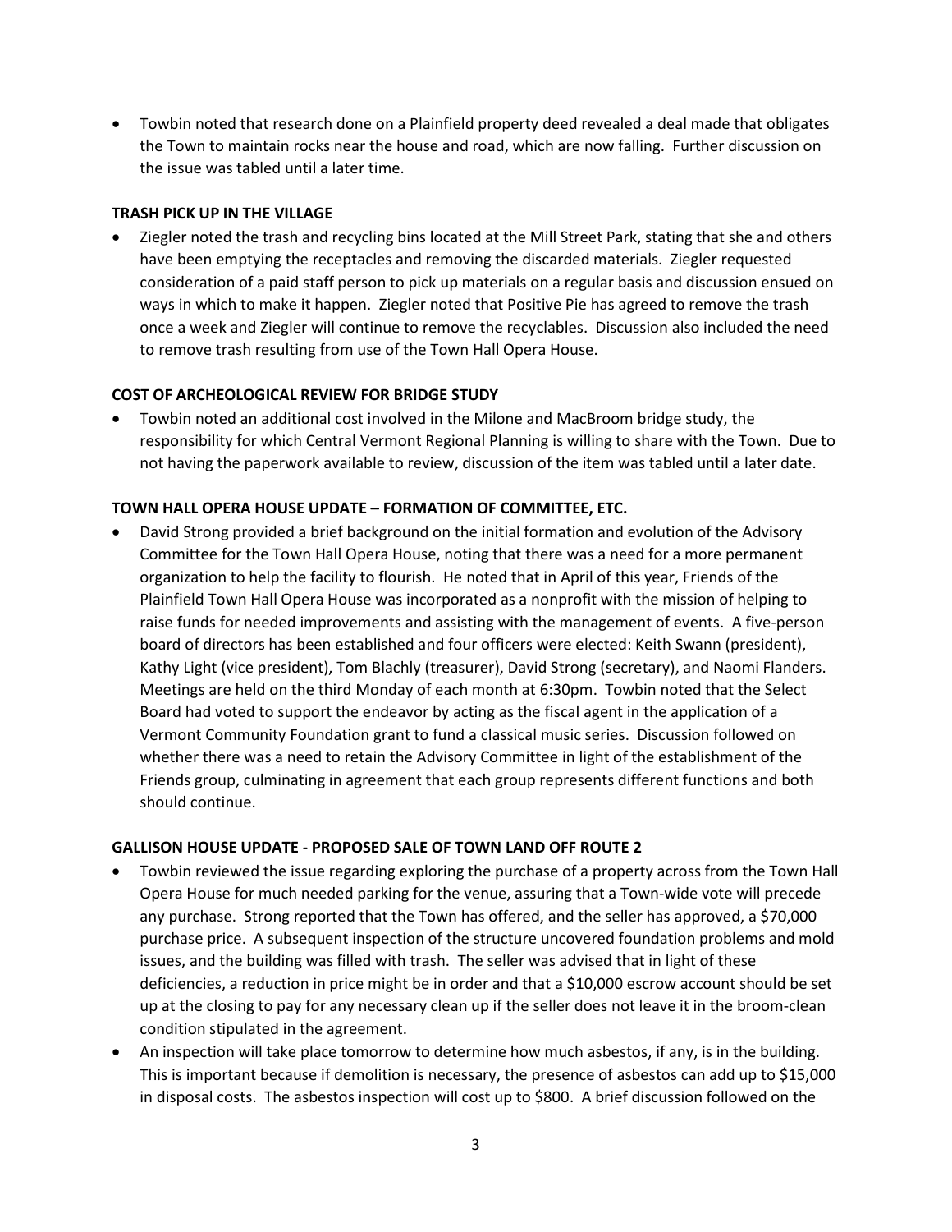- Towbin noted that research done on a Plainfield property deed revealed a deal made that obligates the Town to maintain rocks near the house and road, which are now falling. Further discussion on the issue was tabled until a later time.

**TRASH PICK UP IN THE VILLAGE**

- Ziegler noted the trash and recycling bins located at the Mill Street Park, stating that she and others have been emptying the receptacles and removing the discarded materials. Ziegler requested consideration of a paid staff person to pick up materials on a regular basis and discussion ensued on ways in which to make it happen. Ziegler noted that Positive Pie has agreed to remove the trash once a week and Ziegler will continue to remove the recyclables. Discussion also included the need to remove trash resulting from use of the Town Hall Opera House.

**COST OF ARCHEOLOGICAL REVIEW FOR BRIDGE STUDY**

- Towbin noted an additional cost involved in the Milone and MacBroom bridge study, the responsibility for which Central Vermont Regional Planning is willing to share with the Town. Due to not having the paperwork available to review, discussion of the item was tabled until a later date.

**TOWN HALL OPERA HOUSE UPDATE – FORMATION OF COMMITTEE, ETC.**

- David Strong provided a brief background on the initial formation and evolution of the Advisory Committee for the Town Hall Opera House, noting that there was a need for a more permanent organization to help the facility to flourish. He noted that in April of this year, Friends of the Plainfield Town Hall Opera House was incorporated as a nonprofit with the mission of helping to raise funds for needed improvements and assisting with the management of events. A five-person board of directors has been established and four officers were elected: Keith Swann (president), Kathy Light (vice president), Tom Blachly (treasurer), David Strong (secretary), and Naomi Flanders. Meetings are held on the third Monday of each month at 6:30pm. Towbin noted that the Select Board had voted to support the endeavor by acting as the fiscal agent in the application of a Vermont Community Foundation grant to fund a classical music series. Discussion followed on whether there was a need to retain the Advisory Committee in light of the establishment of the Friends group, culminating in agreement that each group represents different functions and both should continue.

**GALLISON HOUSE UPDATE - PROPOSED SALE OF TOWN LAND OFF ROUTE 2**

- Towbin reviewed the issue regarding exploring the purchase of a property across from the Town Hall Opera House for much needed parking for the venue, assuring that a Town-wide vote will precede any purchase. Strong reported that the Town has offered, and the seller has approved, a $70,000 purchase price. A subsequent inspection of the structure uncovered foundation problems and mold issues, and the building was filled with trash. The seller was advised that in light of these deficiencies, a reduction in price might be in order and that a $10,000 escrow account should be set up at the closing to pay for any necessary clean up if the seller does not leave it in the broom-clean condition stipulated in the agreement.
- An inspection will take place tomorrow to determine how much asbestos, if any, is in the building. This is important because if demolition is necessary, the presence of asbestos can add up to $15,000 in disposal costs. The asbestos inspection will cost up to $800. A brief discussion followed on the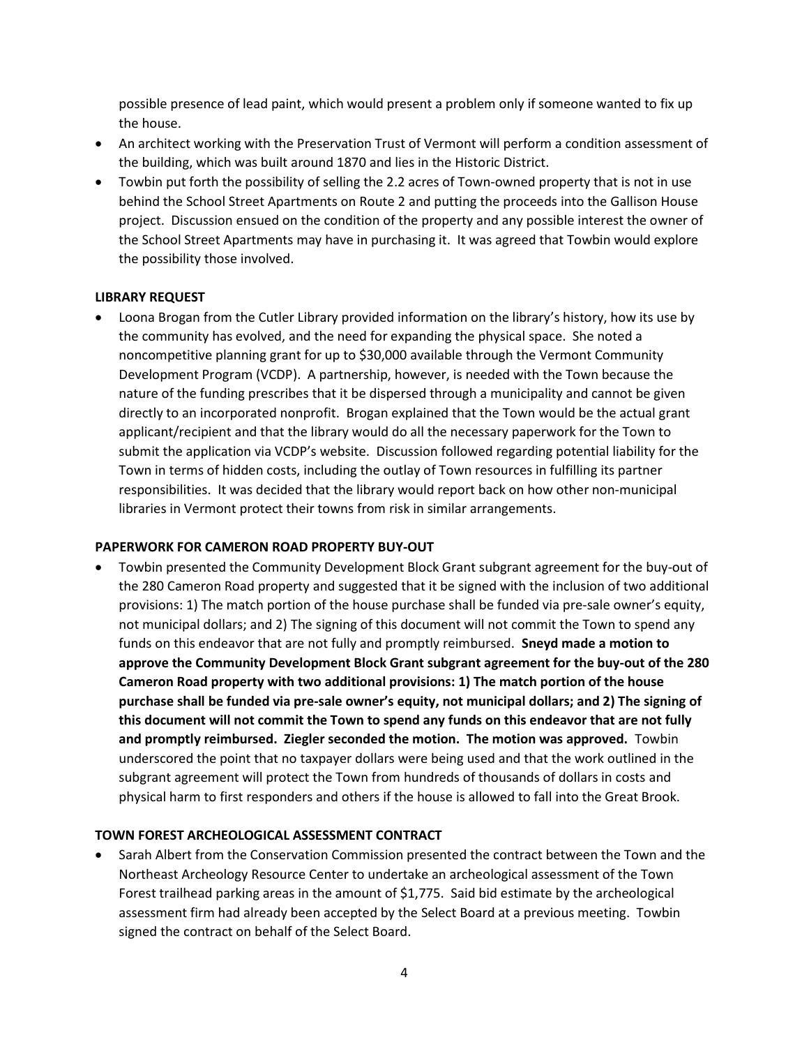possible presence of lead paint, which would present a problem only if someone wanted to fix up the house.

- An architect working with the Preservation Trust of Vermont will perform a condition assessment of the building, which was built around 1870 and lies in the Historic District.
- Towbin put forth the possibility of selling the 2.2 acres of Town-owned property that is not in use behind the School Street Apartments on Route 2 and putting the proceeds into the Gallison House project. Discussion ensued on the condition of the property and any possible interest the owner of the School Street Apartments may have in purchasing it. It was agreed that Towbin would explore the possibility those involved.

**LIBRARY REQUEST**

- Loona Brogan from the Cutler Library provided information on the library's history, how its use by the community has evolved, and the need for expanding the physical space. She noted a noncompetitive planning grant for up to $30,000 available through the Vermont Community Development Program (VCDP). A partnership, however, is needed with the Town because the nature of the funding prescribes that it be dispersed through a municipality and cannot be given directly to an incorporated nonprofit. Brogan explained that the Town would be the actual grant applicant/recipient and that the library would do all the necessary paperwork for the Town to submit the application via VCDP's website. Discussion followed regarding potential liability for the Town in terms of hidden costs, including the outlay of Town resources in fulfilling its partner responsibilities. It was decided that the library would report back on how other non-municipal libraries in Vermont protect their towns from risk in similar arrangements.

**PAPERWORK FOR CAMERON ROAD PROPERTY BUY-OUT**

- Towbin presented the Community Development Block Grant subgrant agreement for the buy-out of the 280 Cameron Road property and suggested that it be signed with the inclusion of two additional provisions: 1) The match portion of the house purchase shall be funded via pre-sale owner's equity, not municipal dollars; and 2) The signing of this document will not commit the Town to spend any funds on this endeavor that are not fully and promptly reimbursed. **Sneyd made a motion to approve the Community Development Block Grant subgrant agreement for the buy-out of the 280 Cameron Road property with two additional provisions: 1) The match portion of the house purchase shall be funded via pre-sale owner's equity, not municipal dollars; and 2) The signing of this document will not commit the Town to spend any funds on this endeavor that are not fully and promptly reimbursed. Ziegler seconded the motion. The motion was approved.** Towbin underscored the point that no taxpayer dollars were being used and that the work outlined in the subgrant agreement will protect the Town from hundreds of thousands of dollars in costs and physical harm to first responders and others if the house is allowed to fall into the Great Brook.

**TOWN FOREST ARCHEOLOGICAL ASSESSMENT CONTRACT**

- Sarah Albert from the Conservation Commission presented the contract between the Town and the Northeast Archeology Resource Center to undertake an archeological assessment of the Town Forest trailhead parking areas in the amount of $1,775. Said bid estimate by the archeological assessment firm had already been accepted by the Select Board at a previous meeting. Towbin signed the contract on behalf of the Select Board.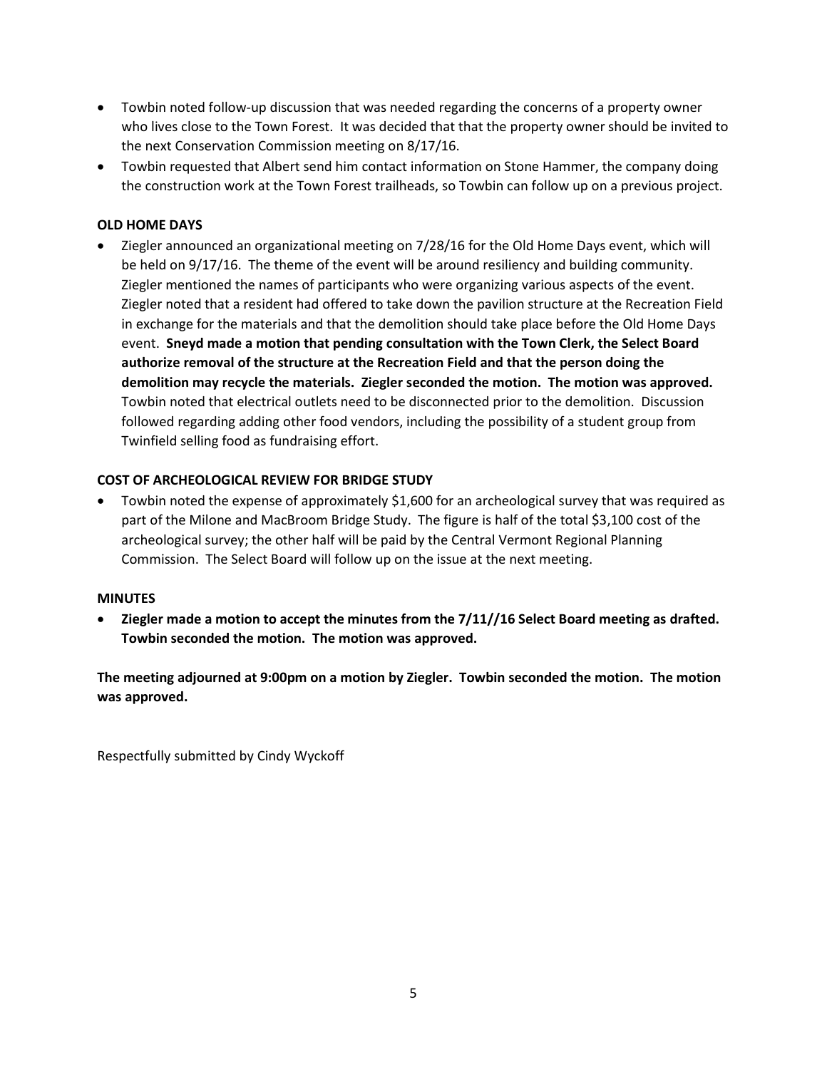- Towbin noted follow-up discussion that was needed regarding the concerns of a property owner who lives close to the Town Forest. It was decided that that the property owner should be invited to the next Conservation Commission meeting on 8/17/16.
- Towbin requested that Albert send him contact information on Stone Hammer, the company doing the construction work at the Town Forest trailheads, so Towbin can follow up on a previous project.

**OLD HOME DAYS**

- Ziegler announced an organizational meeting on 7/28/16 for the Old Home Days event, which will be held on 9/17/16. The theme of the event will be around resiliency and building community. Ziegler mentioned the names of participants who were organizing various aspects of the event. Ziegler noted that a resident had offered to take down the pavilion structure at the Recreation Field in exchange for the materials and that the demolition should take place before the Old Home Days event. **Sneyd made a motion that pending consultation with the Town Clerk, the Select Board authorize removal of the structure at the Recreation Field and that the person doing the demolition may recycle the materials. Ziegler seconded the motion. The motion was approved.** Towbin noted that electrical outlets need to be disconnected prior to the demolition. Discussion followed regarding adding other food vendors, including the possibility of a student group from Twinfield selling food as fundraising effort.

**COST OF ARCHEOLOGICAL REVIEW FOR BRIDGE STUDY**

- Towbin noted the expense of approximately $1,600 for an archeological survey that was required as part of the Milone and MacBroom Bridge Study. The figure is half of the total $3,100 cost of the archeological survey; the other half will be paid by the Central Vermont Regional Planning Commission. The Select Board will follow up on the issue at the next meeting.

**MINUTES**

- **Ziegler made a motion to accept the minutes from the 7/11//16 Select Board meeting as drafted. Towbin seconded the motion. The motion was approved.**

**The meeting adjourned at 9:00pm on a motion by Ziegler. Towbin seconded the motion. The motion was approved.**

Respectfully submitted by Cindy Wyckoff